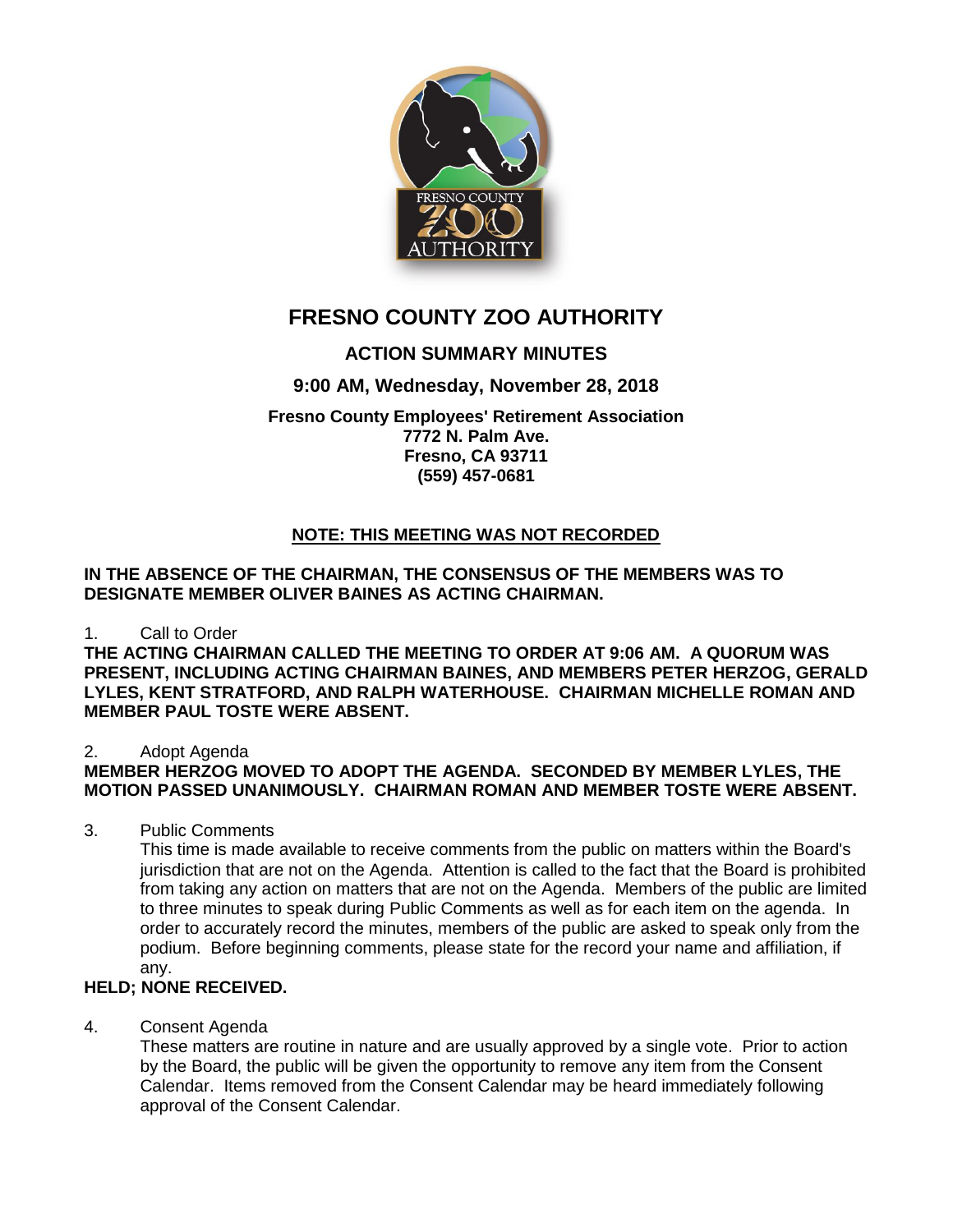# FRESNO COUNTY ZOO AUTHORITY

## ACTION SUMMARY MINUTES

### 9:00 AM, Wednesday, November 28, 2018

**Fresno County Employees' Retirement Association**
**7772 N. Palm Ave.**
**Fresno, CA 93711**
**(559) 457-0681**

**NOTE: THIS MEETING WAS NOT RECORDED**

**IN THE ABSENCE OF THE CHAIRMAN, THE CONSENSUS OF THE MEMBERS WAS TO DESIGNATE MEMBER OLIVER BAINES AS ACTING CHAIRMAN.**

1. Call to Order

**THE ACTING CHAIRMAN CALLED THE MEETING TO ORDER AT 9:06 AM. A QUORUM WAS PRESENT, INCLUDING ACTING CHAIRMAN BAINES, AND MEMBERS PETER HERZOG, GERALD LYLES, KENT STRATFORD, AND RALPH WATERHOUSE. CHAIRMAN MICHELLE ROMAN AND MEMBER PAUL TOSTE WERE ABSENT.**

2. Adopt Agenda

**MEMBER HERZOG MOVED TO ADOPT THE AGENDA. SECONDED BY MEMBER LYLES, THE MOTION PASSED UNANIMOUSLY. CHAIRMAN ROMAN AND MEMBER TOSTE WERE ABSENT.**

3. Public Comments

This time is made available to receive comments from the public on matters within the Board's jurisdiction that are not on the Agenda. Attention is called to the fact that the Board is prohibited from taking any action on matters that are not on the Agenda. Members of the public are limited to three minutes to speak during Public Comments as well as for each item on the agenda. In order to accurately record the minutes, members of the public are asked to speak only from the podium. Before beginning comments, please state for the record your name and affiliation, if any.

**HELD; NONE RECEIVED.**

4. Consent Agenda

These matters are routine in nature and are usually approved by a single vote. Prior to action by the Board, the public will be given the opportunity to remove any item from the Consent Calendar. Items removed from the Consent Calendar may be heard immediately following approval of the Consent Calendar.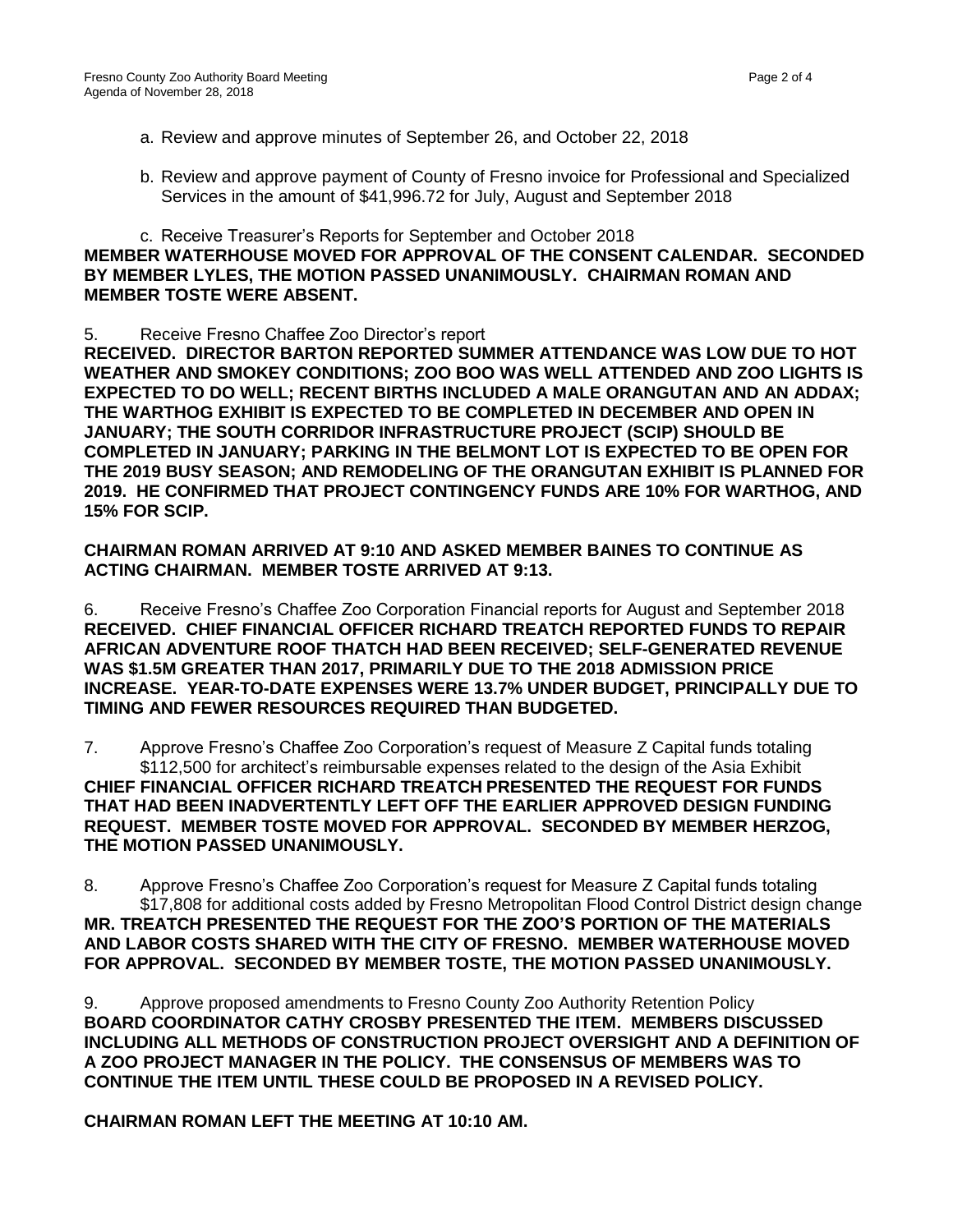a. Review and approve minutes of September 26, and October 22, 2018

b. Review and approve payment of County of Fresno invoice for Professional and Specialized Services in the amount of $41,996.72 for July, August and September 2018

c. Receive Treasurer's Reports for September and October 2018

**MEMBER WATERHOUSE MOVED FOR APPROVAL OF THE CONSENT CALENDAR. SECONDED BY MEMBER LYLES, THE MOTION PASSED UNANIMOUSLY. CHAIRMAN ROMAN AND MEMBER TOSTE WERE ABSENT.**

5. Receive Fresno Chaffee Zoo Director's report

**RECEIVED. DIRECTOR BARTON REPORTED SUMMER ATTENDANCE WAS LOW DUE TO HOT WEATHER AND SMOKEY CONDITIONS; ZOO BOO WAS WELL ATTENDED AND ZOO LIGHTS IS EXPECTED TO DO WELL; RECENT BIRTHS INCLUDED A MALE ORANGUTAN AND AN ADDAX; THE WARTHOG EXHIBIT IS EXPECTED TO BE COMPLETED IN DECEMBER AND OPEN IN JANUARY; THE SOUTH CORRIDOR INFRASTRUCTURE PROJECT (SCIP) SHOULD BE COMPLETED IN JANUARY; PARKING IN THE BELMONT LOT IS EXPECTED TO BE OPEN FOR THE 2019 BUSY SEASON; AND REMODELING OF THE ORANGUTAN EXHIBIT IS PLANNED FOR 2019. HE CONFIRMED THAT PROJECT CONTINGENCY FUNDS ARE 10% FOR WARTHOG, AND 15% FOR SCIP.**

**CHAIRMAN ROMAN ARRIVED AT 9:10 AND ASKED MEMBER BAINES TO CONTINUE AS ACTING CHAIRMAN. MEMBER TOSTE ARRIVED AT 9:13.**

6. Receive Fresno's Chaffee Zoo Corporation Financial reports for August and September 2018

**RECEIVED. CHIEF FINANCIAL OFFICER RICHARD TREATCH REPORTED FUNDS TO REPAIR AFRICAN ADVENTURE ROOF THATCH HAD BEEN RECEIVED; SELF-GENERATED REVENUE WAS $1.5M GREATER THAN 2017, PRIMARILY DUE TO THE 2018 ADMISSION PRICE INCREASE. YEAR-TO-DATE EXPENSES WERE 13.7% UNDER BUDGET, PRINCIPALLY DUE TO TIMING AND FEWER RESOURCES REQUIRED THAN BUDGETED.**

7. Approve Fresno's Chaffee Zoo Corporation's request of Measure Z Capital funds totaling $112,500 for architect's reimbursable expenses related to the design of the Asia Exhibit

**CHIEF FINANCIAL OFFICER RICHARD TREATCH PRESENTED THE REQUEST FOR FUNDS THAT HAD BEEN INADVERTENTLY LEFT OFF THE EARLIER APPROVED DESIGN FUNDING REQUEST. MEMBER TOSTE MOVED FOR APPROVAL. SECONDED BY MEMBER HERZOG, THE MOTION PASSED UNANIMOUSLY.**

8. Approve Fresno's Chaffee Zoo Corporation's request for Measure Z Capital funds totaling $17,808 for additional costs added by Fresno Metropolitan Flood Control District design change

**MR. TREATCH PRESENTED THE REQUEST FOR THE ZOO'S PORTION OF THE MATERIALS AND LABOR COSTS SHARED WITH THE CITY OF FRESNO. MEMBER WATERHOUSE MOVED FOR APPROVAL. SECONDED BY MEMBER TOSTE, THE MOTION PASSED UNANIMOUSLY.**

9. Approve proposed amendments to Fresno County Zoo Authority Retention Policy

**BOARD COORDINATOR CATHY CROSBY PRESENTED THE ITEM. MEMBERS DISCUSSED INCLUDING ALL METHODS OF CONSTRUCTION PROJECT OVERSIGHT AND A DEFINITION OF A ZOO PROJECT MANAGER IN THE POLICY. THE CONSENSUS OF MEMBERS WAS TO CONTINUE THE ITEM UNTIL THESE COULD BE PROPOSED IN A REVISED POLICY.**

**CHAIRMAN ROMAN LEFT THE MEETING AT 10:10 AM.**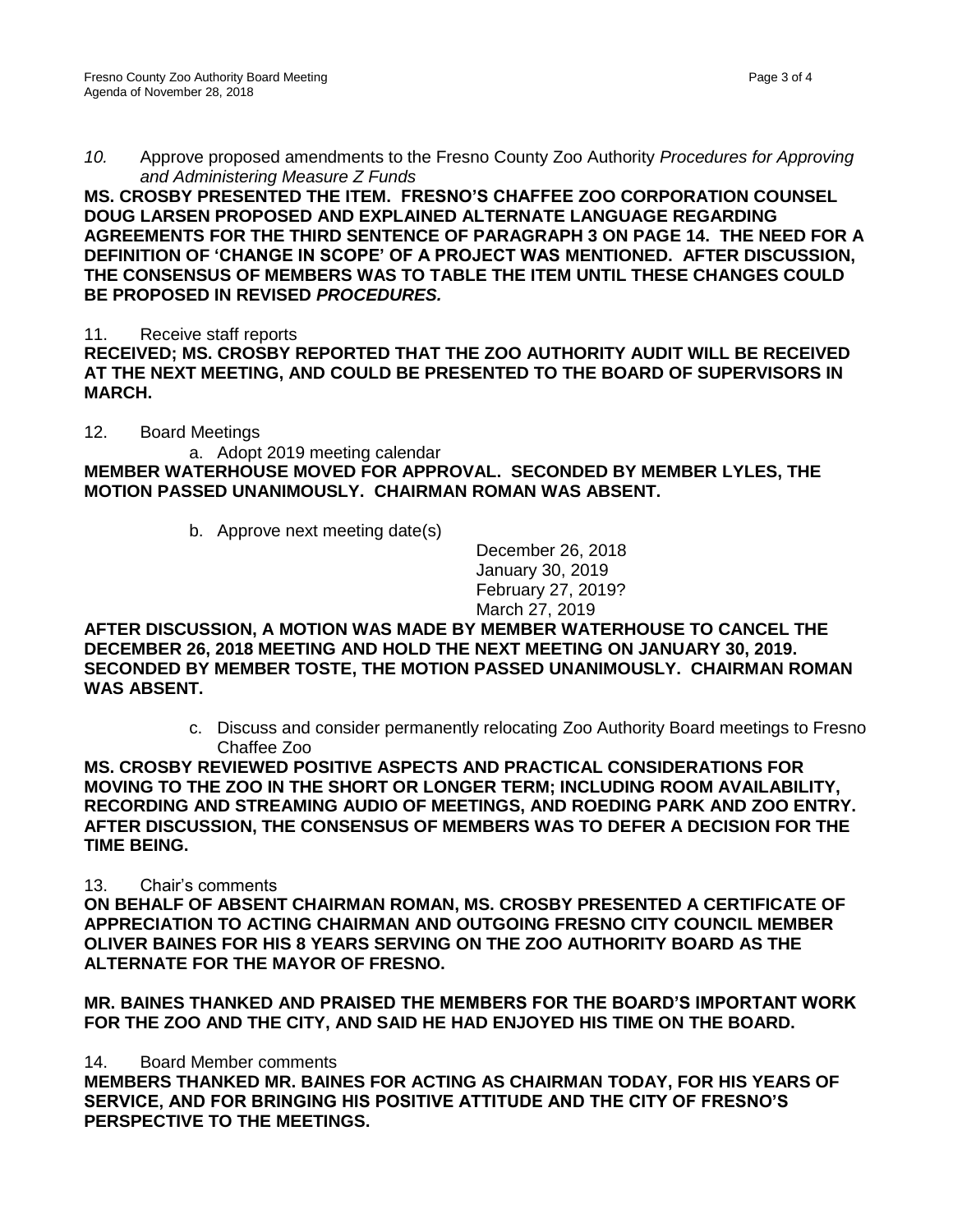*10.* Approve proposed amendments to the Fresno County Zoo Authority *Procedures for Approving and Administering Measure Z Funds*

**MS. CROSBY PRESENTED THE ITEM. FRESNO'S CHAFFEE ZOO CORPORATION COUNSEL DOUG LARSEN PROPOSED AND EXPLAINED ALTERNATE LANGUAGE REGARDING AGREEMENTS FOR THE THIRD SENTENCE OF PARAGRAPH 3 ON PAGE 14. THE NEED FOR A DEFINITION OF 'CHANGE IN SCOPE' OF A PROJECT WAS MENTIONED. AFTER DISCUSSION, THE CONSENSUS OF MEMBERS WAS TO TABLE THE ITEM UNTIL THESE CHANGES COULD BE PROPOSED IN REVISED *PROCEDURES.***

11. Receive staff reports

**RECEIVED; MS. CROSBY REPORTED THAT THE ZOO AUTHORITY AUDIT WILL BE RECEIVED AT THE NEXT MEETING, AND COULD BE PRESENTED TO THE BOARD OF SUPERVISORS IN MARCH.**

12. Board Meetings

a. Adopt 2019 meeting calendar

**MEMBER WATERHOUSE MOVED FOR APPROVAL. SECONDED BY MEMBER LYLES, THE MOTION PASSED UNANIMOUSLY. CHAIRMAN ROMAN WAS ABSENT.**

b. Approve next meeting date(s)

December 26, 2018
January 30, 2019
February 27, 2019?
March 27, 2019

**AFTER DISCUSSION, A MOTION WAS MADE BY MEMBER WATERHOUSE TO CANCEL THE DECEMBER 26, 2018 MEETING AND HOLD THE NEXT MEETING ON JANUARY 30, 2019. SECONDED BY MEMBER TOSTE, THE MOTION PASSED UNANIMOUSLY. CHAIRMAN ROMAN WAS ABSENT.**

c. Discuss and consider permanently relocating Zoo Authority Board meetings to Fresno Chaffee Zoo

**MS. CROSBY REVIEWED POSITIVE ASPECTS AND PRACTICAL CONSIDERATIONS FOR MOVING TO THE ZOO IN THE SHORT OR LONGER TERM; INCLUDING ROOM AVAILABILITY, RECORDING AND STREAMING AUDIO OF MEETINGS, AND ROEDING PARK AND ZOO ENTRY. AFTER DISCUSSION, THE CONSENSUS OF MEMBERS WAS TO DEFER A DECISION FOR THE TIME BEING.**

13. Chair's comments

**ON BEHALF OF ABSENT CHAIRMAN ROMAN, MS. CROSBY PRESENTED A CERTIFICATE OF APPRECIATION TO ACTING CHAIRMAN AND OUTGOING FRESNO CITY COUNCIL MEMBER OLIVER BAINES FOR HIS 8 YEARS SERVING ON THE ZOO AUTHORITY BOARD AS THE ALTERNATE FOR THE MAYOR OF FRESNO.**

**MR. BAINES THANKED AND PRAISED THE MEMBERS FOR THE BOARD'S IMPORTANT WORK FOR THE ZOO AND THE CITY, AND SAID HE HAD ENJOYED HIS TIME ON THE BOARD.**

14. Board Member comments

**MEMBERS THANKED MR. BAINES FOR ACTING AS CHAIRMAN TODAY, FOR HIS YEARS OF SERVICE, AND FOR BRINGING HIS POSITIVE ATTITUDE AND THE CITY OF FRESNO'S PERSPECTIVE TO THE MEETINGS.**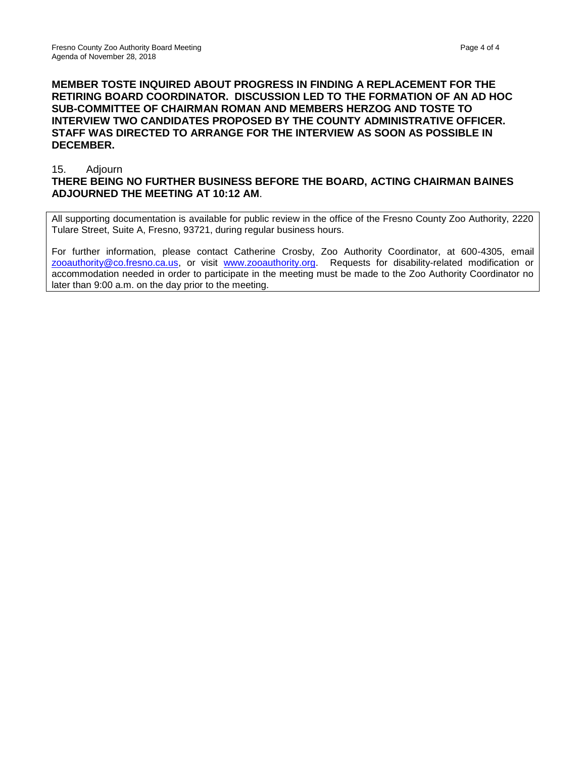**MEMBER TOSTE INQUIRED ABOUT PROGRESS IN FINDING A REPLACEMENT FOR THE RETIRING BOARD COORDINATOR. DISCUSSION LED TO THE FORMATION OF AN AD HOC SUB-COMMITTEE OF CHAIRMAN ROMAN AND MEMBERS HERZOG AND TOSTE TO INTERVIEW TWO CANDIDATES PROPOSED BY THE COUNTY ADMINISTRATIVE OFFICER. STAFF WAS DIRECTED TO ARRANGE FOR THE INTERVIEW AS SOON AS POSSIBLE IN DECEMBER.**

15. Adjourn

**THERE BEING NO FURTHER BUSINESS BEFORE THE BOARD, ACTING CHAIRMAN BAINES ADJOURNED THE MEETING AT 10:12 AM**.

All supporting documentation is available for public review in the office of the Fresno County Zoo Authority, 2220 Tulare Street, Suite A, Fresno, 93721, during regular business hours.

For further information, please contact Catherine Crosby, Zoo Authority Coordinator, at 600-4305, email zooauthority@co.fresno.ca.us, or visit www.zooauthority.org. Requests for disability-related modification or accommodation needed in order to participate in the meeting must be made to the Zoo Authority Coordinator no later than 9:00 a.m. on the day prior to the meeting.